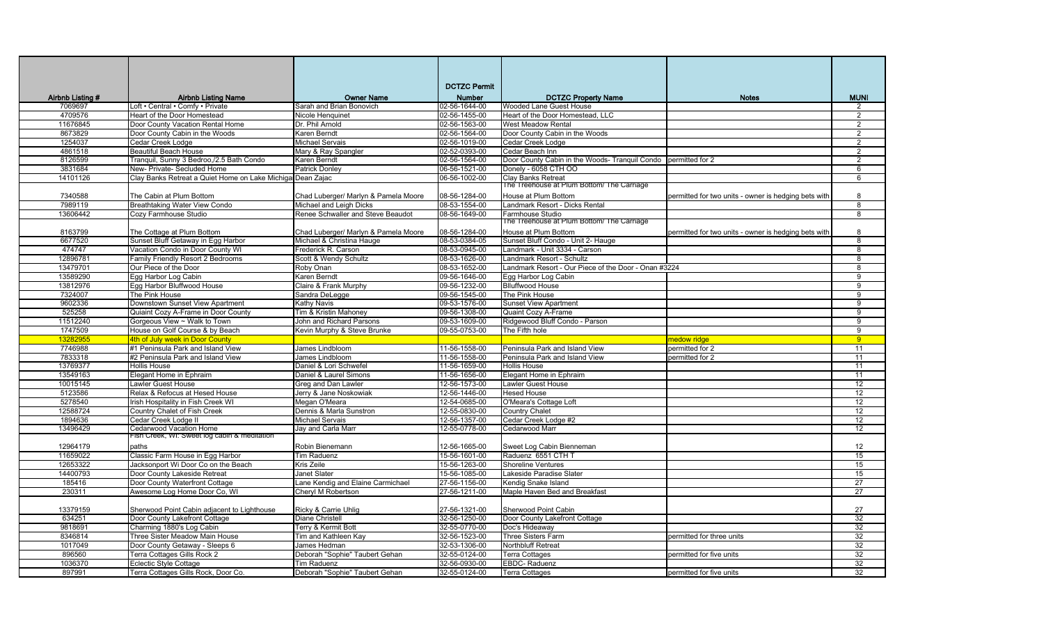| Airbnb Listing # | Airbnb Listing Name | Owner Name | DCTZC Permit Number | DCTZC Property Name | Notes | MUNI |
|---|---|---|---|---|---|---|
| 7069697 | Loft • Central • Comfy • Private | Sarah and Brian Bonovich | 02-56-1644-00 | Wooded Lane Guest House | | 2 |
| 4709576 | Heart of the Door Homestead | Nicole Henquinet | 02-56-1455-00 | Heart of the Door Homestead, LLC | | 2 |
| 11676845 | Door County Vacation Rental Home | Dr. Phil Arnold | 02-56-1563-00 | West Meadow Rental | | 2 |
| 8673829 | Door County Cabin in the Woods | Karen Berndt | 02-56-1564-00 | Door County Cabin in the Woods | | 2 |
| 1254037 | Cedar Creek Lodge | Michael Servais | 02-56-1019-00 | Cedar Creek Lodge | | 2 |
| 4861518 | Beautiful Beach House | Mary & Ray Spangler | 02-52-0393-00 | Cedar Beach Inn | | 2 |
| 8126599 | Tranquil, Sunny 3 Bedroo,/2.5 Bath Condo | Karen Berndt | 02-56-1564-00 | Door County Cabin in the Woods- Tranquil Condo | permitted for 2 | 2 |
| 3831684 | New- Private- Secluded Home | Patrick Donley | 06-56-1521-00 | Donely - 6058 CTH OO | | 6 |
| 14101126 | Clay Banks Retreat a Quiet Home on Lake Michiga | Dean Zajac | 06-56-1002-00 | Clay Banks Retreat | | 6 |
| 7340588 | The Cabin at Plum Bottom | Chad Luberger/ Marlyn & Pamela Moore | 08-56-1284-00 | The Treehouse at Plum Bottom/ The Carriage House at Plum Bottom | permitted for two units - owner is hedging bets with | 8 |
| 7989119 | Breathtaking Water View Condo | Michael and Leigh Dicks | 08-53-1554-00 | Landmark Resort - Dicks Rental | | 8 |
| 13606442 | Cozy Farmhouse Studio | Renee Schwaller and Steve Beaudot | 08-56-1649-00 | Farmhouse Studio | | 8 |
| 8163799 | The Cottage at Plum Bottom | Chad Luberger/ Marlyn & Pamela Moore | 08-56-1284-00 | The Treehouse at Plum Bottom/ The Carriage House at Plum Bottom | permitted for two units - owner is hedging bets with | 8 |
| 6677520 | Sunset Bluff Getaway in Egg Harbor | Michael & Christina Hauge | 08-53-0384-05 | Sunset Bluff Condo - Unit 2- Hauge | | 8 |
| 474747 | Vacation Condo in Door County WI | Frederick R. Carson | 08-53-0945-00 | Landmark - Unit 3334 - Carson | | 8 |
| 12896781 | Family Friendly Resort 2 Bedrooms | Scott & Wendy Schultz | 08-53-1626-00 | Landmark Resort - Schultz | | 8 |
| 13479701 | Our Piece of the Door | Roby Onan | 08-53-1652-00 | Landmark Resort - Our Piece of the Door - Onan #3224 | | 8 |
| 13589290 | Egg Harbor Log Cabin | Karen Berndt | 09-56-1646-00 | Egg Harbor Log Cabin | | 9 |
| 13812976 | Egg Harbor Bluffwood House | Claire & Frank Murphy | 09-56-1232-00 | Blluffwood House | | 9 |
| 7324007 | The Pink House | Sandra DeLegge | 09-56-1545-00 | The Pink House | | 9 |
| 9602336 | Downstown Sunset View Apartment | Kathy Navis | 09-53-1576-00 | Sunset View Apartment | | 9 |
| 525258 | Quiaint Cozy A-Frame in Door County | Tim & Kristin Mahoney | 09-56-1308-00 | Quaint Cozy A-Frame | | 9 |
| 11512240 | Gorgeous View ~ Walk to Town | John and Richard Parsons | 09-53-1609-00 | Ridgewood Bluff Condo - Parson | | 9 |
| 1747509 | House on Golf Course & by Beach | Kevin Murphy & Steve Brunke | 09-55-0753-00 | The Fifth hole | | 9 |
| 13282955 | 4th of July week in Door County | | | | medow ridge | 9 |
| 7746988 | #1 Peninsula Park and Island View | James Lindbloom | 11-56-1558-00 | Peninsula Park and Island View | permitted for 2 | 11 |
| 7833318 | #2 Peninsula Park and Island View | James Lindbloom | 11-56-1558-00 | Peninsula Park and Island View | permitted for 2 | 11 |
| 13769377 | Hollis House | Daniel & Lori Schwefel | 11-56-1659-00 | Hollis House | | 11 |
| 13549163 | Elegant Home in Ephraim | Daniel & Laurel Simons | 11-56-1656-00 | Elegant Home in Ephraim | | 11 |
| 10015145 | Lawler Guest House | Greg and Dan Lawler | 12-56-1573-00 | Lawler Guest House | | 12 |
| 5123586 | Relax & Refocus at Hesed House | Jerry & Jane Noskowiak | 12-56-1446-00 | Hesed House | | 12 |
| 5278540 | Irish Hospitality in Fish Creek WI | Megan O'Meara | 12-54-0685-00 | O'Meara's Cottage Loft | | 12 |
| 12588724 | Country Chalet of Fish Creek | Dennis & Marla Sunstron | 12-55-0830-00 | Country Chalet | | 12 |
| 1894636 | Cedar Creek Lodge II | Michael Servais | 12-56-1357-00 | Cedar Creek Lodge #2 | | 12 |
| 13496429 | Cedarwood Vacation Home | Jay and Carla Marr | 12-55-0778-00 | Cedarwood Marr | | 12 |
| 12964179 | Fish Creek, WI: Sweet log cabin & meditation paths | Robin Bienemann | 12-56-1665-00 | Sweet Log Cabin Bienneman | | 12 |
| 11659022 | Classic Farm House in Egg Harbor | Tim Raduenz | 15-56-1601-00 | Raduenz 6551 CTH T | | 15 |
| 12653322 | Jacksonport Wi Door Co on the Beach | Kris Zeile | 15-56-1263-00 | Shoreline Ventures | | 15 |
| 14400793 | Door County Lakeside Retreat | Janet Slater | 15-56-1085-00 | Lakeside Paradise Slater | | 15 |
| 185416 | Door County Waterfront Cottage | Lane Kendig and Elaine Carmichael | 27-56-1156-00 | Kendig Snake Island | | 27 |
| 230311 | Awesome Log Home Door Co, WI | Cheryl M Robertson | 27-56-1211-00 | Maple Haven Bed and Breakfast | | 27 |
| 13379159 | Sherwood Point Cabin adjacent to Lighthouse | Ricky & Carrie Uhlig | 27-56-1321-00 | Sherwood Point Cabin | | 27 |
| 634251 | Door County Lakefront Cottage | Diane Christell | 32-56-1250-00 | Door County Lakefront Cottage | | 32 |
| 9818691 | Charming 1880's Log Cabin | Terry & Kermit Bott | 32-55-0770-00 | Doc's Hideaway | | 32 |
| 8346814 | Three Sister Meadow Main House | Tim and Kathleen Kay | 32-56-1523-00 | Three Sisters Farm | permitted for three units | 32 |
| 1017049 | Door County Getaway - Sleeps 6 | James Hedman | 32-53-1306-00 | Northbluff Retreat | | 32 |
| 896560 | Terra Cottages Gills Rock 2 | Deborah "Sophie" Taubert Gehan | 32-55-0124-00 | Terra Cottages | permitted for five units | 32 |
| 1036370 | Eclectic Style Cottage | Tim Raduenz | 32-56-0930-00 | EBDC- Raduenz | | 32 |
| 897991 | Terra Cottages Gills Rock, Door Co. | Deborah "Sophie" Taubert Gehan | 32-55-0124-00 | Terra Cottages | permitted for five units | 32 |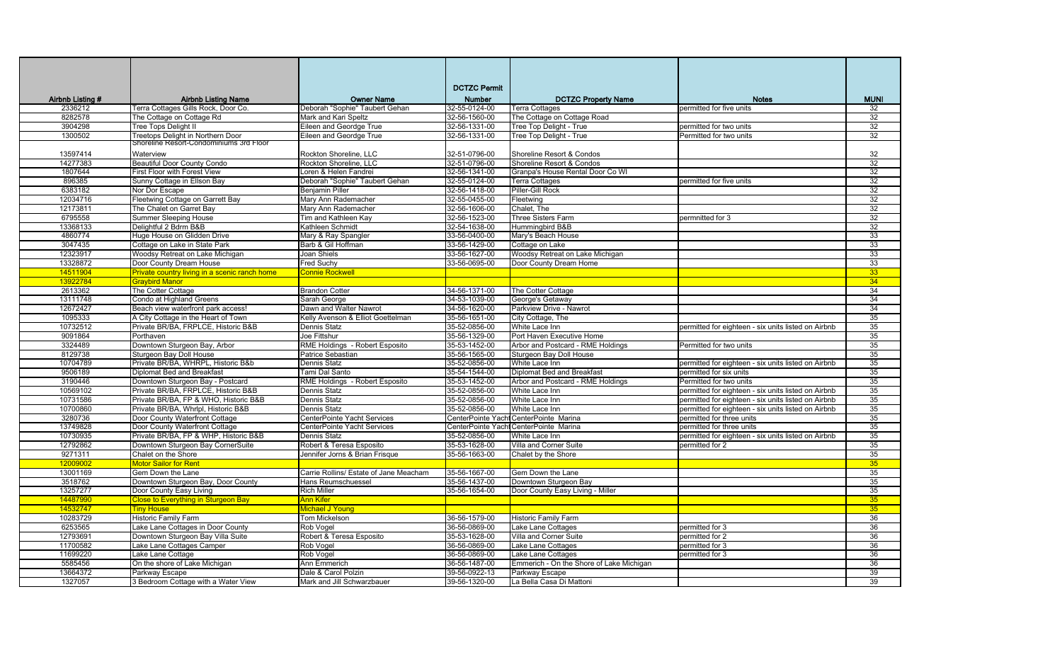| Airbnb Listing # | Airbnb Listing Name | Owner Name | DCTZC Permit Number | DCTZC Property Name | Notes | MUNI |
|---|---|---|---|---|---|---|
| 2336212 | Terra Cottages Gills Rock, Door Co. | Deborah "Sophie" Taubert Gehan | 32-55-0124-00 | Terra Cottages | permitted for five units | 32 |
| 8282578 | The Cottage on Cottage Rd | Mark and Kari Speltz | 32-56-1560-00 | The Cottage on Cottage Road | | 32 |
| 3904298 | Tree Tops Delight II | Eileen and Georgde True | 32-56-1331-00 | Tree Top Delight - True | permitted for two units | 32 |
| 1300502 | Treetops Delight in Northern Door | Eileen and Georgde True | 32-56-1331-00 | Tree Top Delight - True | Permitted for two units | 32 |
| 13597414 | Shoreline Resort-Condominiums 3rd Floor Waterview | Rockton Shoreline, LLC | 32-51-0796-00 | Shoreline Resort & Condos | | 32 |
| 14277383 | Beautiful Door County Condo | Rockton Shoreline, LLC | 32-51-0796-00 | Shoreline Resort & Condos | | 32 |
| 1807644 | First Floor with Forest View | Loren & Helen Fandrei | 32-56-1341-00 | Granpa's House Rental Door Co WI | | 32 |
| 896385 | Sunny Cottage in Ellson Bay | Deborah "Sophie" Taubert Gehan | 32-55-0124-00 | Terra Cottages | permitted for five units | 32 |
| 6383182 | Nor Dor Escape | Benjamin Piller | 32-56-1418-00 | Piller-Gill Rock | | 32 |
| 12034716 | Fleetwing Cottage on Garrett Bay | Mary Ann Rademacher | 32-55-0455-00 | Fleetwing | | 32 |
| 12173811 | The Chalet on Garret Bay | Mary Ann Rademacher | 32-56-1606-00 | Chalet, The | | 32 |
| 6795558 | Summer Sleeping House | Tim and Kathleen Kay | 32-56-1523-00 | Three Sisters Farm | permnitted for 3 | 32 |
| 13368133 | Delightful 2 Bdrm B&B | Kathleen Schmidt | 32-54-1638-00 | Hummingbird B&B | | 32 |
| 4860774 | Huge House on Glidden Drive | Mary & Ray Spangler | 33-56-0400-00 | Mary's Beach House | | 33 |
| 3047435 | Cottage on Lake in State Park | Barb & Gil Hoffman | 33-56-1429-00 | Cottage on Lake | | 33 |
| 12323917 | Woodsy Retreat on Lake Michigan | Joan Shiels | 33-56-1627-00 | Woodsy Retreat on Lake Michigan | | 33 |
| 13328872 | Door County Dream House | Fred Suchy | 33-56-0695-00 | Door County Dream Home | | 33 |
| 14511904 | Private country living in a scenic ranch home | Connie Rockwell | | | | 33 |
| 13922784 | Graybird Manor | | | | | 34 |
| 2613362 | The Cotter Cottage | Brandon Cotter | 34-56-1371-00 | The Cotter Cottage | | 34 |
| 13111748 | Condo at Highland Greens | Sarah George | 34-53-1039-00 | George's Getaway | | 34 |
| 12672427 | Beach view waterfront park access! | Dawn and Walter Nawrot | 34-56-1620-00 | Parkview Drive - Nawrot | | 34 |
| 1095333 | A City Cottage in the Heart of Town | Kelly Avenson & Elliot Goettelman | 35-56-1651-00 | City Cottage, The | | 35 |
| 10732512 | Private BR/BA, FRPLCE, Historic B&B | Dennis Statz | 35-52-0856-00 | White Lace Inn | permitted for eighteen - six units listed on Airbnb | 35 |
| 9091864 | Porthaven | Joe Fittshur | 35-56-1329-00 | Port Haven Executive Home | | 35 |
| 3324489 | Downtown Sturgeon Bay, Arbor | RME Holdings - Robert Esposito | 35-53-1452-00 | Arbor and Postcard - RME Holdings | Permitted for two units | 35 |
| 8129738 | Sturgeon Bay Doll House | Patrice Sebastian | 35-56-1565-00 | Sturgeon Bay Doll House | | 35 |
| 10704789 | Private BR/BA, WHRPL, Historic B&b | Dennis Statz | 35-52-0856-00 | White Lace Inn | permitted for eighteen - six units listed on Airbnb | 35 |
| 9506189 | Diplomat Bed and Breakfast | Tami Dal Santo | 35-54-1544-00 | Diplomat Bed and Breakfast | permitted for six units | 35 |
| 3190446 | Downtown Sturgeon Bay - Postcard | RME Holdings - Robert Esposito | 35-53-1452-00 | Arbor and Postcard - RME Holdings | Permitted for two units | 35 |
| 10569102 | Private BR/BA, FRPLCE, Historic B&B | Dennis Statz | 35-52-0856-00 | White Lace Inn | permitted for eighteen - six units listed on Airbnb | 35 |
| 10731586 | Private BR/BA, FP & WHO, Historic B&B | Dennis Statz | 35-52-0856-00 | White Lace Inn | permitted for eighteen - six units listed on Airbnb | 35 |
| 10700860 | Private BR/BA, Whrlpl, Historic B&B | Dennis Statz | 35-52-0856-00 | White Lace Inn | permitted for eighteen - six units listed on Airbnb | 35 |
| 3280736 | Door County Waterfront Cottage | CenterPointe Yacht Services | CenterPointe Yacht | CenterPointe Marina | permitted for three units | 35 |
| 13749828 | Door County Waterfront Cottage | CenterPointe Yacht Services | CenterPointe Yacht | CenterPointe Marina | permitted for three units | 35 |
| 10730935 | Private BR/BA, FP & WHP, Historic B&B | Dennis Statz | 35-52-0856-00 | White Lace Inn | permitted for eighteen - six units listed on Airbnb | 35 |
| 12792862 | Downtown Sturgeon Bay CornerSuite | Robert & Teresa Esposito | 35-53-1628-00 | Villa and Corner Suite | permitted for 2 | 35 |
| 9271311 | Chalet on the Shore | Jennifer Jorns & Brian Frisque | 35-56-1663-00 | Chalet by the Shore | | 35 |
| 12009002 | Motor Sailor for Rent | | | | | 35 |
| 13001169 | Gem Down the Lane | Carrie Rollins/ Estate of Jane Meacham | 35-56-1667-00 | Gem Down the Lane | | 35 |
| 3518762 | Downtown Sturgeon Bay, Door County | Hans Reumschuessel | 35-56-1437-00 | Downtown Sturgeon Bay | | 35 |
| 13257277 | Door County Easy Living | Rich Miller | 35-56-1654-00 | Door County Easy Living - Miller | | 35 |
| 14487990 | Close to Everything in Sturgeon Bay | Ann Kifer | | | | 35 |
| 14532747 | Tiny House | Michael J Young | | | | 35 |
| 10283729 | Historic Family Farm | Tom Mickelson | 36-56-1579-00 | Historic Family Farm | | 36 |
| 6253565 | Lake Lane Cottages in Door County | Rob Vogel | 36-56-0869-00 | Lake Lane Cottages | permitted for 3 | 36 |
| 12793691 | Downtown Sturgeon Bay Villa Suite | Robert & Teresa Esposito | 35-53-1628-00 | Villa and Corner Suite | permitted for 2 | 36 |
| 11700582 | Lake Lane Cottages Camper | Rob Vogel | 36-56-0869-00 | Lake Lane Cottages | permitted for 3 | 36 |
| 11699220 | Lake Lane Cottage | Rob Vogel | 36-56-0869-00 | Lake Lane Cottages | permitted for 3 | 36 |
| 5585456 | On the shore of Lake Michigan | Ann Emmerich | 36-56-1487-00 | Emmerich - On the Shore of Lake Michigan | | 36 |
| 13664372 | Parkway Escape | Dale & Carol Polzin | 39-56-0922-13 | Parkway Escape | | 39 |
| 1327057 | 3 Bedroom Cottage with a Water View | Mark and Jill Schwarzbauer | 39-56-1320-00 | La Bella Casa Di Mattoni | | 39 |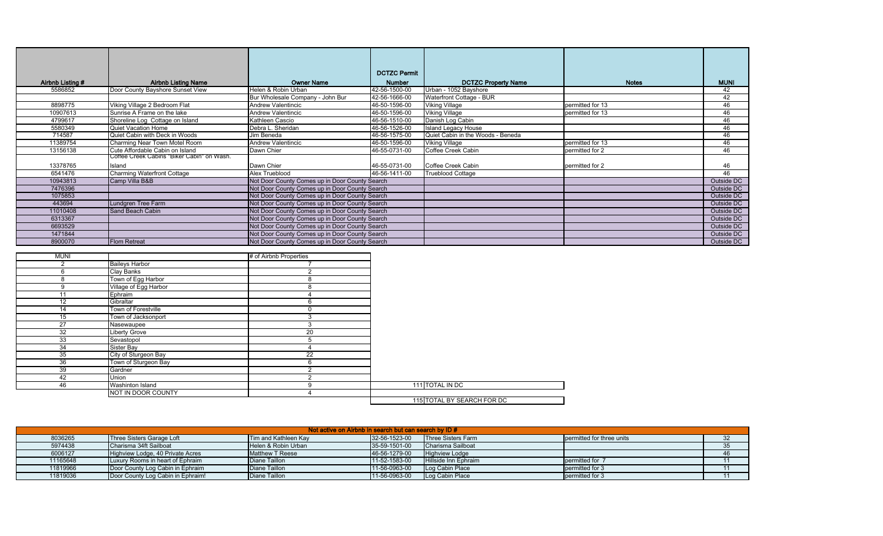| Airbnb Listing # | Airbnb Listing Name | Owner Name | DCTZC Permit Number | DCTZC Property Name | Notes | MUNI |
|---|---|---|---|---|---|---|
| 5586852 | Door County Bayshore Sunset View | Helen & Robin Urban | 42-56-1500-00 | Urban - 1052 Bayshore | | 42 |
| | | Bur Wholesale Company - John Bur | 42-56-1666-00 | Waterfront Cottage - BUR | | 42 |
| 8898775 | Viking Village 2 Bedroom Flat | Andrew Valentincic | 46-50-1596-00 | Viking Village | permitted for 13 | 46 |
| 10907613 | Sunrise A Frame on the lake | Andrew Valentincic | 46-50-1596-00 | Viking Village | permitted for 13 | 46 |
| 4799617 | Shoreline Log Cottage on Island | Kathleen Cascio | 46-56-1510-00 | Danish Log Cabin | | 46 |
| 5580349 | Quiet Vacation Home | Debra L. Sheridan | 46-56-1526-00 | Island Legacy House | | 46 |
| 714587 | Quiet Cabin with Deck in Woods | Jim Beneda | 46-56-1575-00 | Quiet Cabin in the Woods - Beneda | | 46 |
| 11389754 | Charming Near Town Motel Room | Andrew Valentincic | 46-50-1596-00 | Viking Village | permitted for 13 | 46 |
| 13156138 | Cute Affordable Cabin on Island | Dawn Chier | 46-55-0731-00 | Coffee Creek Cabin | permitted for 2 | 46 |
| 13378765 | Coffee Creek Cabins "Biker Cabin" on Wash. Island | Dawn Chier | 46-55-0731-00 | Coffee Creek Cabin | permitted for 2 | 46 |
| 6541476 | Charming Waterfront Cottage | Alex Trueblood | 46-56-1411-00 | Trueblood Cottage | | 46 |
| 10943813 | Camp Villa B&B | Not Door County Comes up in Door County Search | | | | Outside DC |
| 7476396 | | Not Door County Comes up in Door County Search | | | | Outside DC |
| 1075853 | | Not Door County Comes up in Door County Search | | | | Outside DC |
| 443694 | Lundgren Tree Farm | Not Door County Comes up in Door County Search | | | | Outside DC |
| 11010408 | Sand Beach Cabin | Not Door County Comes up in Door County Search | | | | Outside DC |
| 6313367 | | Not Door County Comes up in Door County Search | | | | Outside DC |
| 6693529 | | Not Door County Comes up in Door County Search | | | | Outside DC |
| 1471844 | | Not Door County Comes up in Door County Search | | | | Outside DC |
| 8900070 | Flom Retreat | Not Door County Comes up in Door County Search | | | | Outside DC |

| MUNI | | # of Airbnb Properties |
|---|---|---|
| 2 | Baileys Harbor | 7 |
| 6 | Clay Banks | 2 |
| 8 | Town of Egg Harbor | 8 |
| 9 | Village of Egg Harbor | 8 |
| 11 | Ephraim | 4 |
| 12 | Gibraltar | 6 |
| 14 | Town of Forestville | 0 |
| 15 | Town of Jacksonport | 3 |
| 27 | Nasewaupee | 3 |
| 32 | Liberty Grove | 20 |
| 33 | Sevastopol | 5 |
| 34 | Sister Bay | 4 |
| 35 | City of Sturgeon Bay | 22 |
| 36 | Town of Sturgeon Bay | 6 |
| 39 | Gardner | 2 |
| 42 | Union | 2 |
| 46 | Washinton Island | 9 |
| | NOT IN DOOR COUNTY | 4 |

| | |
|---|---|
| 111 | TOTAL IN DC |
| 115 | TOTAL BY SEARCH FOR DC |

| Not active on Airbnb in search but can search by ID # | | | | | | |
|---|---|---|---|---|---|---|
| 8036265 | Three Sisters Garage Loft | Tim and Kathleen Kay | 32-56-1523-00 | Three Sisters Farm | permitted for three units | 32 |
| 5974438 | Charisma 34ft Sailboat | Helen & Robin Urban | 35-59-1501-00 | Charisma Sailboat | | 35 |
| 6006127 | Highview Lodge, 40 Private Acres | Matthew T Reese | 46-56-1279-00 | Highview Lodge | | 46 |
| 11165648 | Luxury Rooms in heart of Ephraim | Diane Taillon | 11-52-1583-00 | Hillside Inn Ephraim | permitted for 7 | 11 |
| 11819966 | Door County Log Cabin in Ephraim | Diane Taillon | 11-56-0963-00 | Log Cabin Place | permitted for 3 | 11 |
| 11819036 | Door County Log Cabin in Ephraim! | Diane Taillon | 11-56-0963-00 | Log Cabin Place | permitted for 3 | 11 |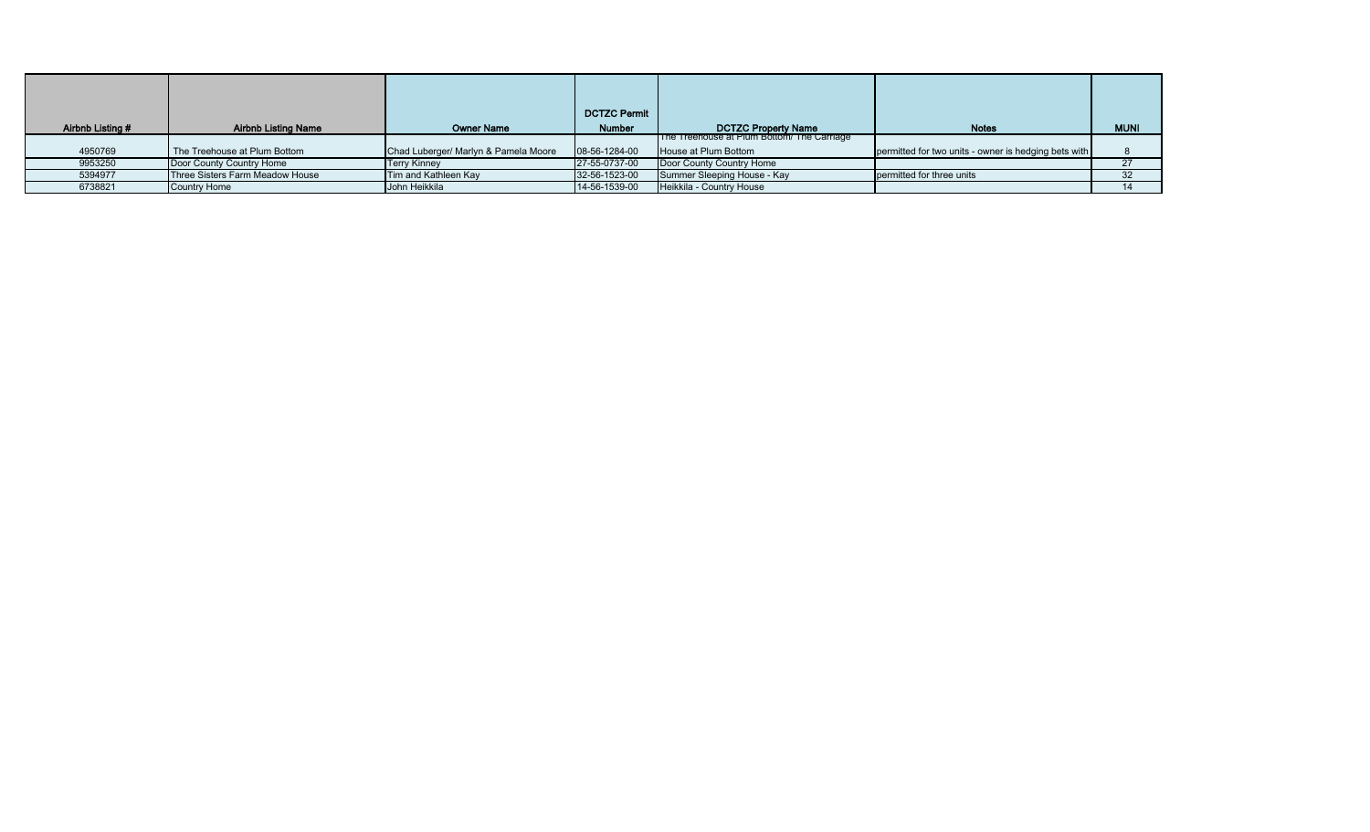| Airbnb Listing # | Airbnb Listing Name | Owner Name | DCTZC Permit Number | DCTZC Property Name | Notes | MUNI |
|---|---|---|---|---|---|---|
| 4950769 | The Treehouse at Plum Bottom | Chad Luberger/ Marlyn & Pamela Moore | 08-56-1284-00 | The Treehouse at Plum Bottom/ The Carriage House at Plum Bottom | permitted for two units - owner is hedging bets with | 8 |
| 9953250 | Door County Country Home | Terry Kinney | 27-55-0737-00 | Door County Country Home | | 27 |
| 5394977 | Three Sisters Farm Meadow House | Tim and Kathleen Kay | 32-56-1523-00 | Summer Sleeping House - Kay | permitted for three units | 32 |
| 6738821 | Country Home | John Heikkila | 14-56-1539-00 | Heikkila - Country House | | 14 |